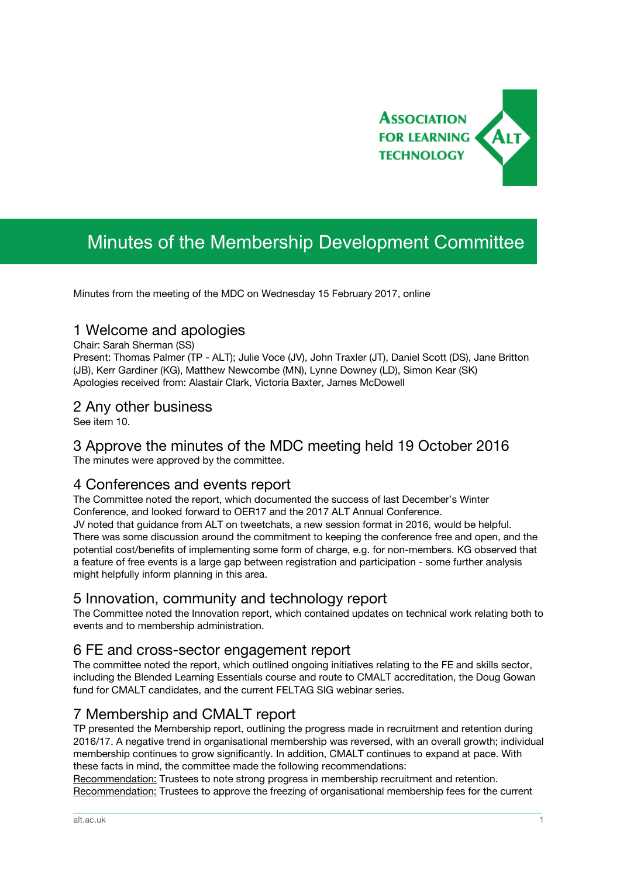ASSOCIATION FOR LEARNING TECHNOLOGY

# Minutes of the Membership Development Committee

Minutes from the meeting of the MDC on Wednesday 15 February 2017, online

## 1 Welcome and apologies

Chair: Sarah Sherman (SS)
Present: Thomas Palmer (TP - ALT); Julie Voce (JV), John Traxler (JT), Daniel Scott (DS), Jane Britton (JB), Kerr Gardiner (KG), Matthew Newcombe (MN), Lynne Downey (LD), Simon Kear (SK)
Apologies received from: Alastair Clark, Victoria Baxter, James McDowell

## 2 Any other business

See item 10.

## 3 Approve the minutes of the MDC meeting held 19 October 2016

The minutes were approved by the committee.

## 4 Conferences and events report

The Committee noted the report, which documented the success of last December's Winter Conference, and looked forward to OER17 and the 2017 ALT Annual Conference.
JV noted that guidance from ALT on tweetchats, a new session format in 2016, would be helpful.
There was some discussion around the commitment to keeping the conference free and open, and the potential cost/benefits of implementing some form of charge, e.g. for non-members. KG observed that a feature of free events is a large gap between registration and participation - some further analysis might helpfully inform planning in this area.

## 5 Innovation, community and technology report

The Committee noted the Innovation report, which contained updates on technical work relating both to events and to membership administration.

## 6 FE and cross-sector engagement report

The committee noted the report, which outlined ongoing initiatives relating to the FE and skills sector, including the Blended Learning Essentials course and route to CMALT accreditation, the Doug Gowan fund for CMALT candidates, and the current FELTAG SIG webinar series.

## 7 Membership and CMALT report

TP presented the Membership report, outlining the progress made in recruitment and retention during 2016/17. A negative trend in organisational membership was reversed, with an overall growth; individual membership continues to grow significantly. In addition, CMALT continues to expand at pace. With these facts in mind, the committee made the following recommendations:
<u>Recommendation:</u> Trustees to note strong progress in membership recruitment and retention.
<u>Recommendation:</u> Trustees to approve the freezing of organisational membership fees for the current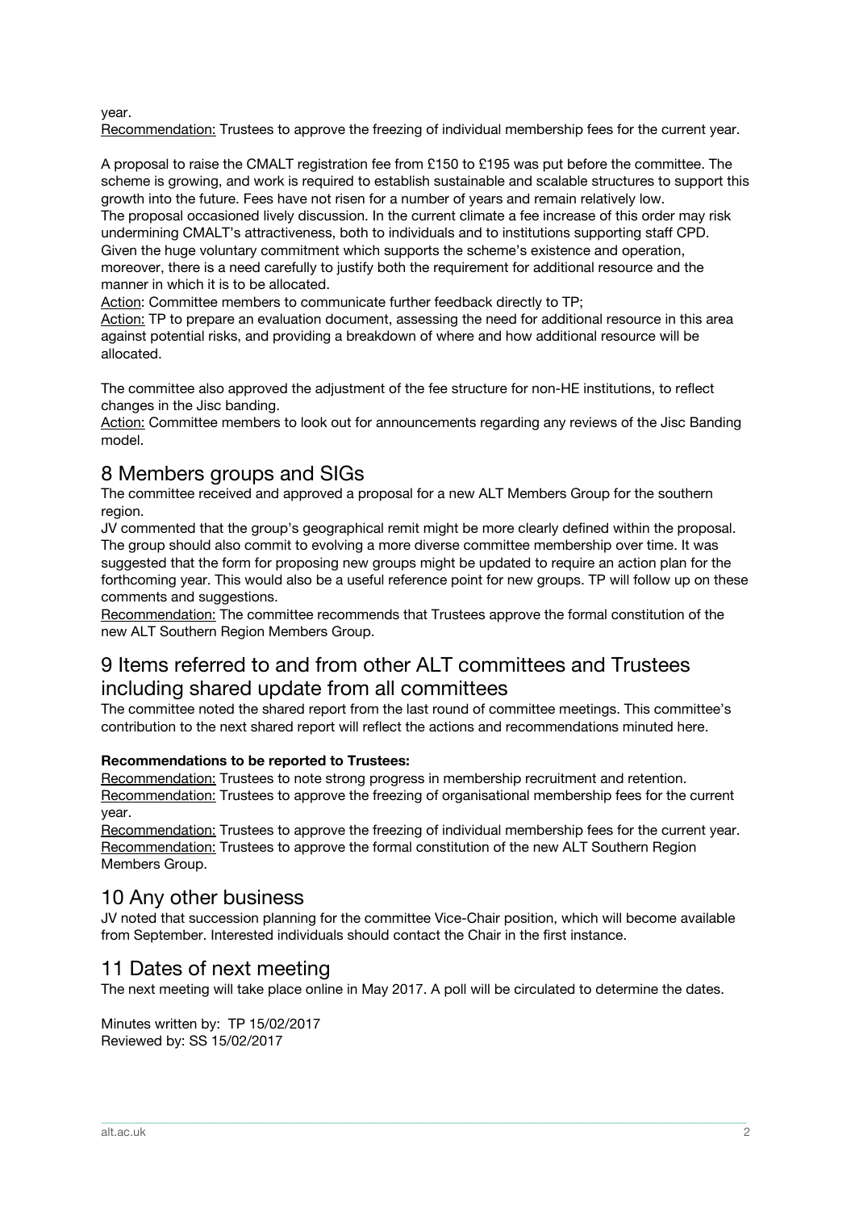year.
Recommendation: Trustees to approve the freezing of individual membership fees for the current year.

A proposal to raise the CMALT registration fee from £150 to £195 was put before the committee. The scheme is growing, and work is required to establish sustainable and scalable structures to support this growth into the future. Fees have not risen for a number of years and remain relatively low.
The proposal occasioned lively discussion. In the current climate a fee increase of this order may risk undermining CMALT's attractiveness, both to individuals and to institutions supporting staff CPD. Given the huge voluntary commitment which supports the scheme's existence and operation, moreover, there is a need carefully to justify both the requirement for additional resource and the manner in which it is to be allocated.
Action: Committee members to communicate further feedback directly to TP;
Action: TP to prepare an evaluation document, assessing the need for additional resource in this area against potential risks, and providing a breakdown of where and how additional resource will be allocated.

The committee also approved the adjustment of the fee structure for non-HE institutions, to reflect changes in the Jisc banding.
Action: Committee members to look out for announcements regarding any reviews of the Jisc Banding model.

## 8 Members groups and SIGs

The committee received and approved a proposal for a new ALT Members Group for the southern region.
JV commented that the group's geographical remit might be more clearly defined within the proposal. The group should also commit to evolving a more diverse committee membership over time. It was suggested that the form for proposing new groups might be updated to require an action plan for the forthcoming year. This would also be a useful reference point for new groups. TP will follow up on these comments and suggestions.
Recommendation: The committee recommends that Trustees approve the formal constitution of the new ALT Southern Region Members Group.

## 9 Items referred to and from other ALT committees and Trustees including shared update from all committees

The committee noted the shared report from the last round of committee meetings. This committee's contribution to the next shared report will reflect the actions and recommendations minuted here.

**Recommendations to be reported to Trustees:**
Recommendation: Trustees to note strong progress in membership recruitment and retention.
Recommendation: Trustees to approve the freezing of organisational membership fees for the current year.
Recommendation: Trustees to approve the freezing of individual membership fees for the current year.
Recommendation: Trustees to approve the formal constitution of the new ALT Southern Region Members Group.

## 10 Any other business

JV noted that succession planning for the committee Vice-Chair position, which will become available from September. Interested individuals should contact the Chair in the first instance.

## 11 Dates of next meeting

The next meeting will take place online in May 2017. A poll will be circulated to determine the dates.

Minutes written by: TP 15/02/2017
Reviewed by: SS 15/02/2017